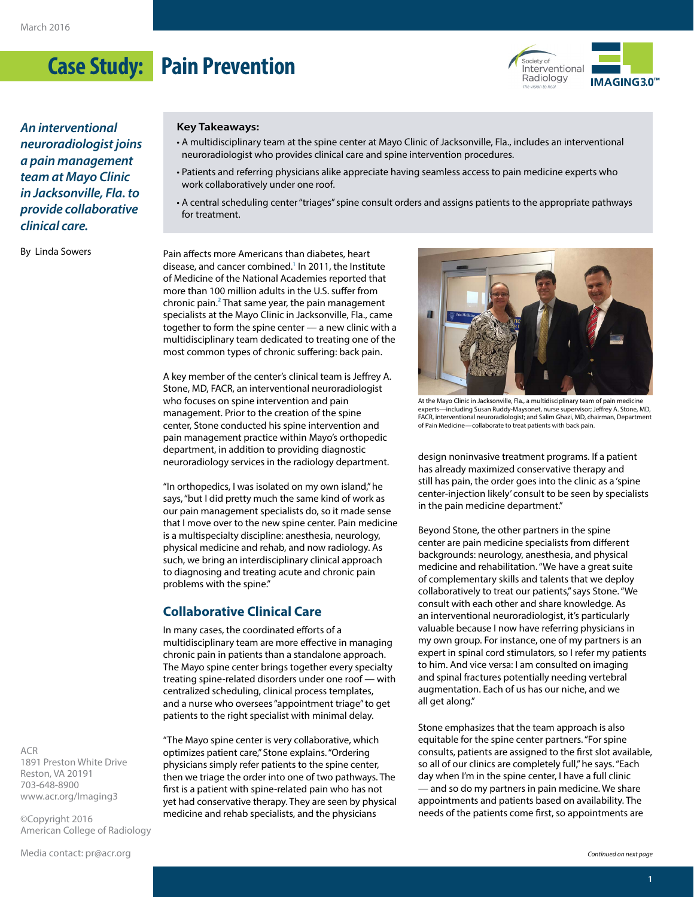March 2016

# Case Study: Pain Prevention

*An interventional neuroradiologist joins a pain management team at Mayo Clinic in Jacksonville, Fla. to provide collaborative clinical care.*

By Linda Sowers

**Key Takeaways:**

- A multidisciplinary team at the spine center at Mayo Clinic of Jacksonville, Fla., includes an interventional neuroradiologist who provides clinical care and spine intervention procedures.
- Patients and referring physicians alike appreciate having seamless access to pain medicine experts who work collaboratively under one roof.
- A central scheduling center "triages" spine consult orders and assigns patients to the appropriate pathways for treatment.

Pain affects more Americans than diabetes, heart disease, and cancer combined.[1] In 2011, the Institute of Medicine of the National Academies reported that more than 100 million adults in the U.S. suffer from chronic pain.[2] That same year, the pain management specialists at the Mayo Clinic in Jacksonville, Fla., came together to form the spine center — a new clinic with a multidisciplinary team dedicated to treating one of the most common types of chronic suffering: back pain.

A key member of the center's clinical team is Jeffrey A. Stone, MD, FACR, an interventional neuroradiologist who focuses on spine intervention and pain management. Prior to the creation of the spine center, Stone conducted his spine intervention and pain management practice within Mayo's orthopedic department, in addition to providing diagnostic neuroradiology services in the radiology department.

"In orthopedics, I was isolated on my own island," he says, "but I did pretty much the same kind of work as our pain management specialists do, so it made sense that I move over to the new spine center. Pain medicine is a multispecialty discipline: anesthesia, neurology, physical medicine and rehab, and now radiology. As such, we bring an interdisciplinary clinical approach to diagnosing and treating acute and chronic pain problems with the spine."

## Collaborative Clinical Care

In many cases, the coordinated efforts of a multidisciplinary team are more effective in managing chronic pain in patients than a standalone approach. The Mayo spine center brings together every specialty treating spine-related disorders under one roof — with centralized scheduling, clinical process templates, and a nurse who oversees "appointment triage" to get patients to the right specialist with minimal delay.

"The Mayo spine center is very collaborative, which optimizes patient care," Stone explains. "Ordering physicians simply refer patients to the spine center, then we triage the order into one of two pathways. The first is a patient with spine-related pain who has not yet had conservative therapy. They are seen by physical medicine and rehab specialists, and the physicians design noninvasive treatment programs. If a patient has already maximized conservative therapy and still has pain, the order goes into the clinic as a 'spine center-injection likely' consult to be seen by specialists in the pain medicine department."

At the Mayo Clinic in Jacksonville, Fla., a multidisciplinary team of pain medicine experts—including Susan Ruddy-Maysonet, nurse supervisor; Jeffrey A. Stone, MD, FACR, interventional neuroradiologist; and Salim Ghazi, MD, chairman, Department of Pain Medicine—collaborate to treat patients with back pain.

Beyond Stone, the other partners in the spine center are pain medicine specialists from different backgrounds: neurology, anesthesia, and physical medicine and rehabilitation. "We have a great suite of complementary skills and talents that we deploy collaboratively to treat our patients," says Stone. "We consult with each other and share knowledge. As an interventional neuroradiologist, it's particularly valuable because I now have referring physicians in my own group. For instance, one of my partners is an expert in spinal cord stimulators, so I refer my patients to him. And vice versa: I am consulted on imaging and spinal fractures potentially needing vertebral augmentation. Each of us has our niche, and we all get along."

Stone emphasizes that the team approach is also equitable for the spine center partners. "For spine consults, patients are assigned to the first slot available, so all of our clinics are completely full," he says. "Each day when I'm in the spine center, I have a full clinic — and so do my partners in pain medicine. We share appointments and patients based on availability. The needs of the patients come first, so appointments are

*Continued on next page*

ACR
1891 Preston White Drive
Reston, VA 20191
703-648-8900
www.acr.org/Imaging3

©Copyright 2016
American College of Radiology

Media contact: pr@acr.org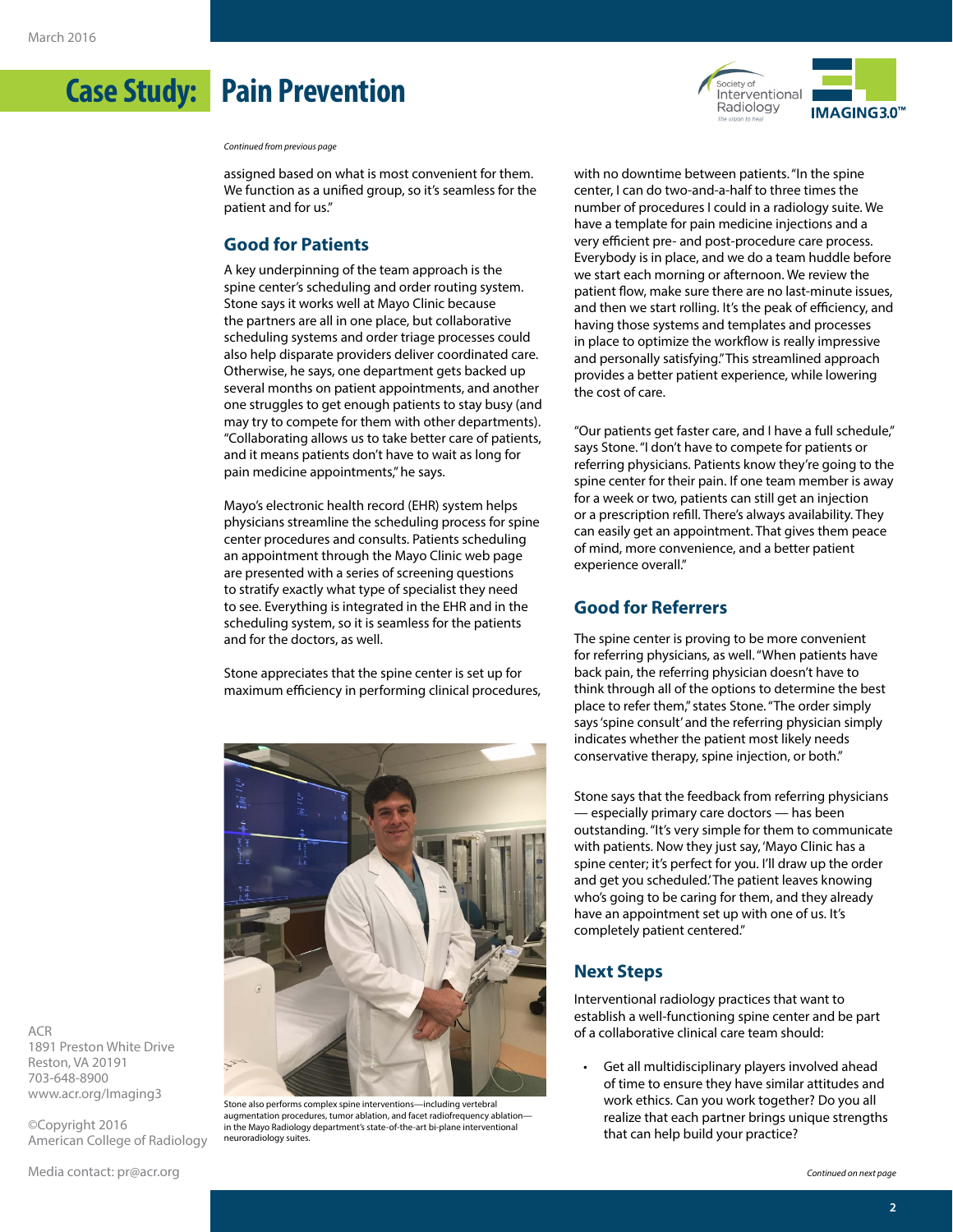*Continued from previous page*

assigned based on what is most convenient for them. We function as a unified group, so it's seamless for the patient and for us."

## Good for Patients

A key underpinning of the team approach is the spine center's scheduling and order routing system. Stone says it works well at Mayo Clinic because the partners are all in one place, but collaborative scheduling systems and order triage processes could also help disparate providers deliver coordinated care. Otherwise, he says, one department gets backed up several months on patient appointments, and another one struggles to get enough patients to stay busy (and may try to compete for them with other departments). "Collaborating allows us to take better care of patients, and it means patients don't have to wait as long for pain medicine appointments," he says.

Mayo's electronic health record (EHR) system helps physicians streamline the scheduling process for spine center procedures and consults. Patients scheduling an appointment through the Mayo Clinic web page are presented with a series of screening questions to stratify exactly what type of specialist they need to see. Everything is integrated in the EHR and in the scheduling system, so it is seamless for the patients and for the doctors, as well.

Stone appreciates that the spine center is set up for maximum efficiency in performing clinical procedures, with no downtime between patients. "In the spine center, I can do two-and-a-half to three times the number of procedures I could in a radiology suite. We have a template for pain medicine injections and a very efficient pre- and post-procedure care process. Everybody is in place, and we do a team huddle before we start each morning or afternoon. We review the patient flow, make sure there are no last-minute issues, and then we start rolling. It's the peak of efficiency, and having those systems and templates and processes in place to optimize the workflow is really impressive and personally satisfying." This streamlined approach provides a better patient experience, while lowering the cost of care.

Stone also performs complex spine interventions—including vertebral augmentation procedures, tumor ablation, and facet radiofrequency ablation—in the Mayo Radiology department's state-of-the-art bi-plane interventional neuroradiology suites.

"Our patients get faster care, and I have a full schedule," says Stone. "I don't have to compete for patients or referring physicians. Patients know they're going to the spine center for their pain. If one team member is away for a week or two, patients can still get an injection or a prescription refill. There's always availability. They can easily get an appointment. That gives them peace of mind, more convenience, and a better patient experience overall."

## Good for Referrers

The spine center is proving to be more convenient for referring physicians, as well. "When patients have back pain, the referring physician doesn't have to think through all of the options to determine the best place to refer them," states Stone. "The order simply says 'spine consult' and the referring physician simply indicates whether the patient most likely needs conservative therapy, spine injection, or both."

Stone says that the feedback from referring physicians — especially primary care doctors — has been outstanding. "It's very simple for them to communicate with patients. Now they just say, 'Mayo Clinic has a spine center; it's perfect for you. I'll draw up the order and get you scheduled.' The patient leaves knowing who's going to be caring for them, and they already have an appointment set up with one of us. It's completely patient centered."

## Next Steps

Interventional radiology practices that want to establish a well-functioning spine center and be part of a collaborative clinical care team should:

- Get all multidisciplinary players involved ahead of time to ensure they have similar attitudes and work ethics. Can you work together? Do you all realize that each partner brings unique strengths that can help build your practice?

*Continued on next page*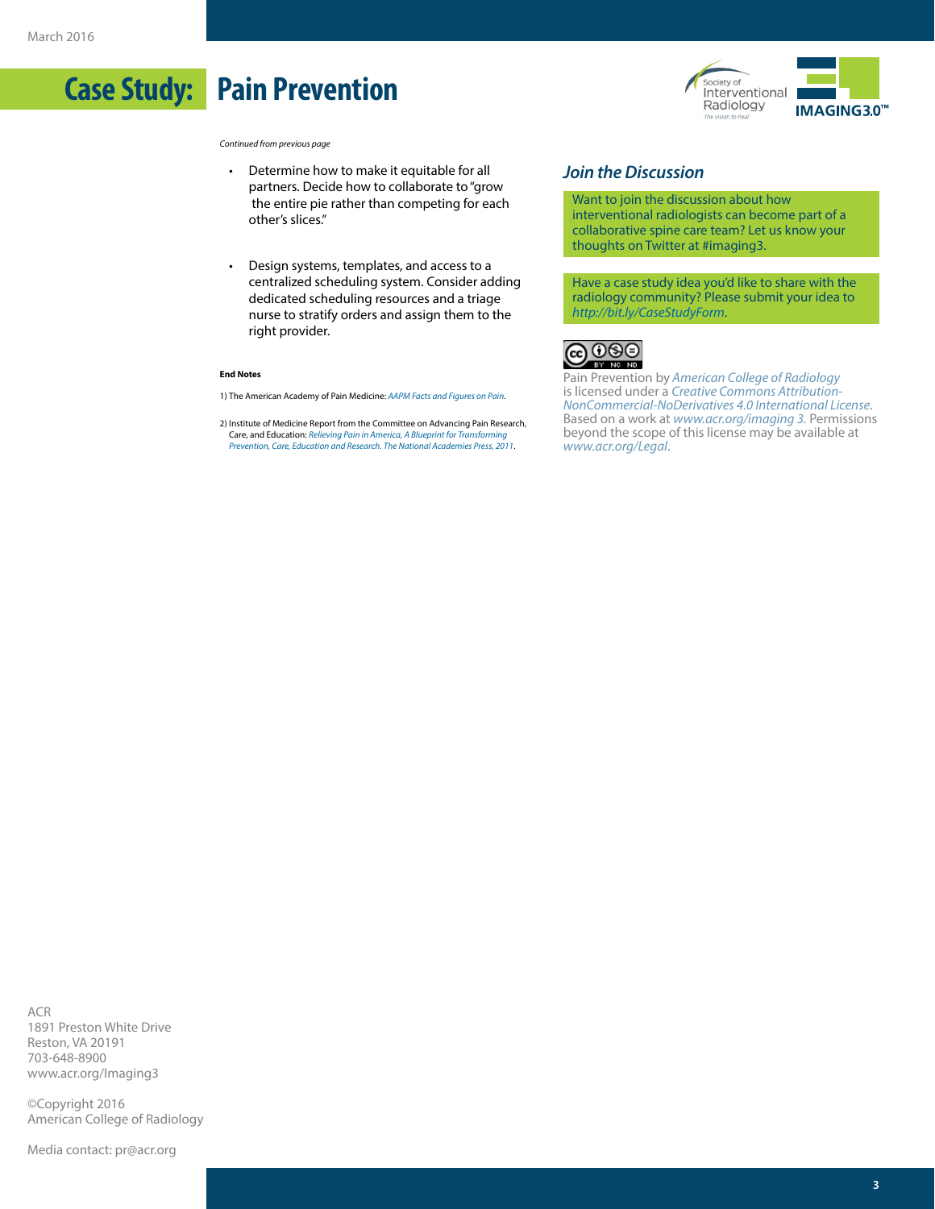# Case Study: Pain Prevention

*Continued from previous page*

- Determine how to make it equitable for all partners. Decide how to collaborate to "grow the entire pie rather than competing for each other's slices."

- Design systems, templates, and access to a centralized scheduling system. Consider adding dedicated scheduling resources and a triage nurse to stratify orders and assign them to the right provider.

**End Notes**

1) The American Academy of Pain Medicine: *AAPM Facts and Figures on Pain*.

2) Institute of Medicine Report from the Committee on Advancing Pain Research, Care, and Education: *Relieving Pain in America, A Blueprint for Transforming Prevention, Care, Education and Research. The National Academies Press, 2011*.

## *Join the Discussion*

Want to join the discussion about how interventional radiologists can become part of a collaborative spine care team? Let us know your thoughts on Twitter at #imaging3.

Have a case study idea you'd like to share with the radiology community? Please submit your idea to *http://bit.ly/CaseStudyForm*.

Pain Prevention by *American College of Radiology* is licensed under a *Creative Commons Attribution-NonCommercial-NoDerivatives 4.0 International License*. Based on a work at *www.acr.org/imaging 3.* Permissions beyond the scope of this license may be available at *www.acr.org/Legal*.

ACR
1891 Preston White Drive
Reston, VA 20191
703-648-8900
www.acr.org/Imaging3

©Copyright 2016
American College of Radiology

Media contact: pr@acr.org